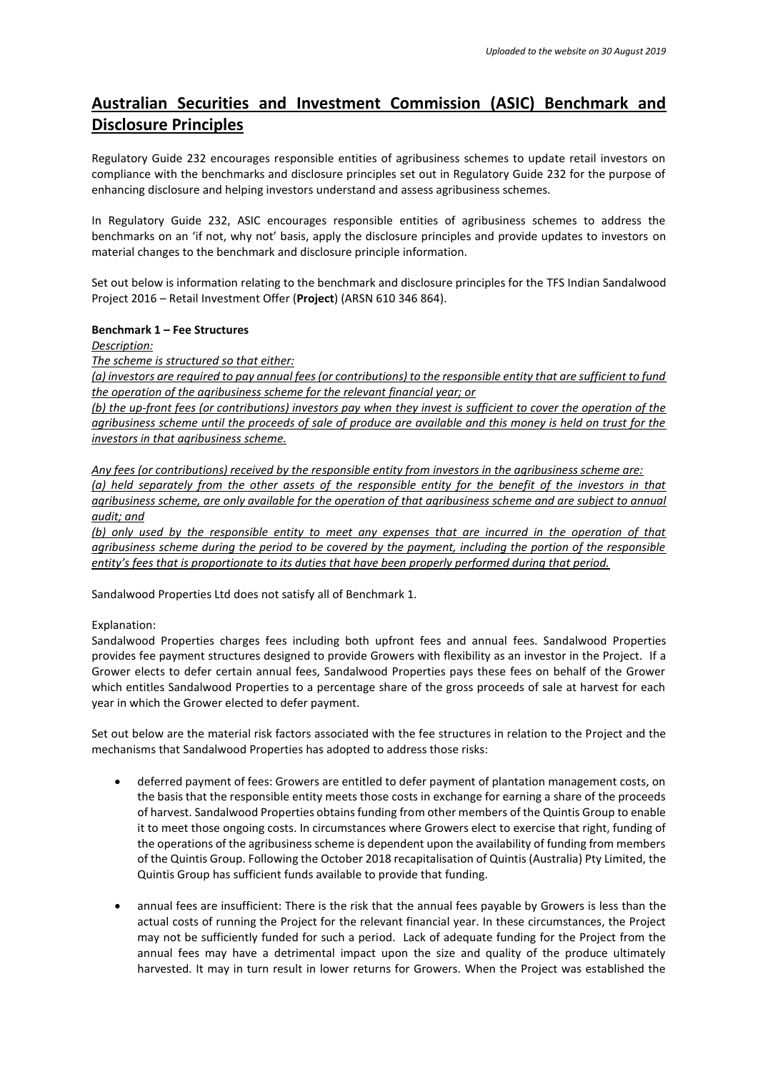*Uploaded to the website on 30 August 2019*

# Australian Securities and Investment Commission (ASIC) Benchmark and Disclosure Principles

Regulatory Guide 232 encourages responsible entities of agribusiness schemes to update retail investors on compliance with the benchmarks and disclosure principles set out in Regulatory Guide 232 for the purpose of enhancing disclosure and helping investors understand and assess agribusiness schemes.

In Regulatory Guide 232, ASIC encourages responsible entities of agribusiness schemes to address the benchmarks on an 'if not, why not' basis, apply the disclosure principles and provide updates to investors on material changes to the benchmark and disclosure principle information.

Set out below is information relating to the benchmark and disclosure principles for the TFS Indian Sandalwood Project 2016 – Retail Investment Offer (**Project**) (ARSN 610 346 864).

**Benchmark 1 – Fee Structures**

*Description:*

*The scheme is structured so that either:*

*(a) investors are required to pay annual fees (or contributions) to the responsible entity that are sufficient to fund the operation of the agribusiness scheme for the relevant financial year; or*

*(b) the up-front fees (or contributions) investors pay when they invest is sufficient to cover the operation of the agribusiness scheme until the proceeds of sale of produce are available and this money is held on trust for the investors in that agribusiness scheme.*

*Any fees (or contributions) received by the responsible entity from investors in the agribusiness scheme are:*

*(a) held separately from the other assets of the responsible entity for the benefit of the investors in that agribusiness scheme, are only available for the operation of that agribusiness scheme and are subject to annual audit; and*

*(b) only used by the responsible entity to meet any expenses that are incurred in the operation of that agribusiness scheme during the period to be covered by the payment, including the portion of the responsible entity's fees that is proportionate to its duties that have been properly performed during that period.*

Sandalwood Properties Ltd does not satisfy all of Benchmark 1.

Explanation:

Sandalwood Properties charges fees including both upfront fees and annual fees. Sandalwood Properties provides fee payment structures designed to provide Growers with flexibility as an investor in the Project. If a Grower elects to defer certain annual fees, Sandalwood Properties pays these fees on behalf of the Grower which entitles Sandalwood Properties to a percentage share of the gross proceeds of sale at harvest for each year in which the Grower elected to defer payment.

Set out below are the material risk factors associated with the fee structures in relation to the Project and the mechanisms that Sandalwood Properties has adopted to address those risks:

- deferred payment of fees: Growers are entitled to defer payment of plantation management costs, on the basis that the responsible entity meets those costs in exchange for earning a share of the proceeds of harvest. Sandalwood Properties obtains funding from other members of the Quintis Group to enable it to meet those ongoing costs. In circumstances where Growers elect to exercise that right, funding of the operations of the agribusiness scheme is dependent upon the availability of funding from members of the Quintis Group. Following the October 2018 recapitalisation of Quintis (Australia) Pty Limited, the Quintis Group has sufficient funds available to provide that funding.
- annual fees are insufficient: There is the risk that the annual fees payable by Growers is less than the actual costs of running the Project for the relevant financial year. In these circumstances, the Project may not be sufficiently funded for such a period. Lack of adequate funding for the Project from the annual fees may have a detrimental impact upon the size and quality of the produce ultimately harvested. It may in turn result in lower returns for Growers. When the Project was established the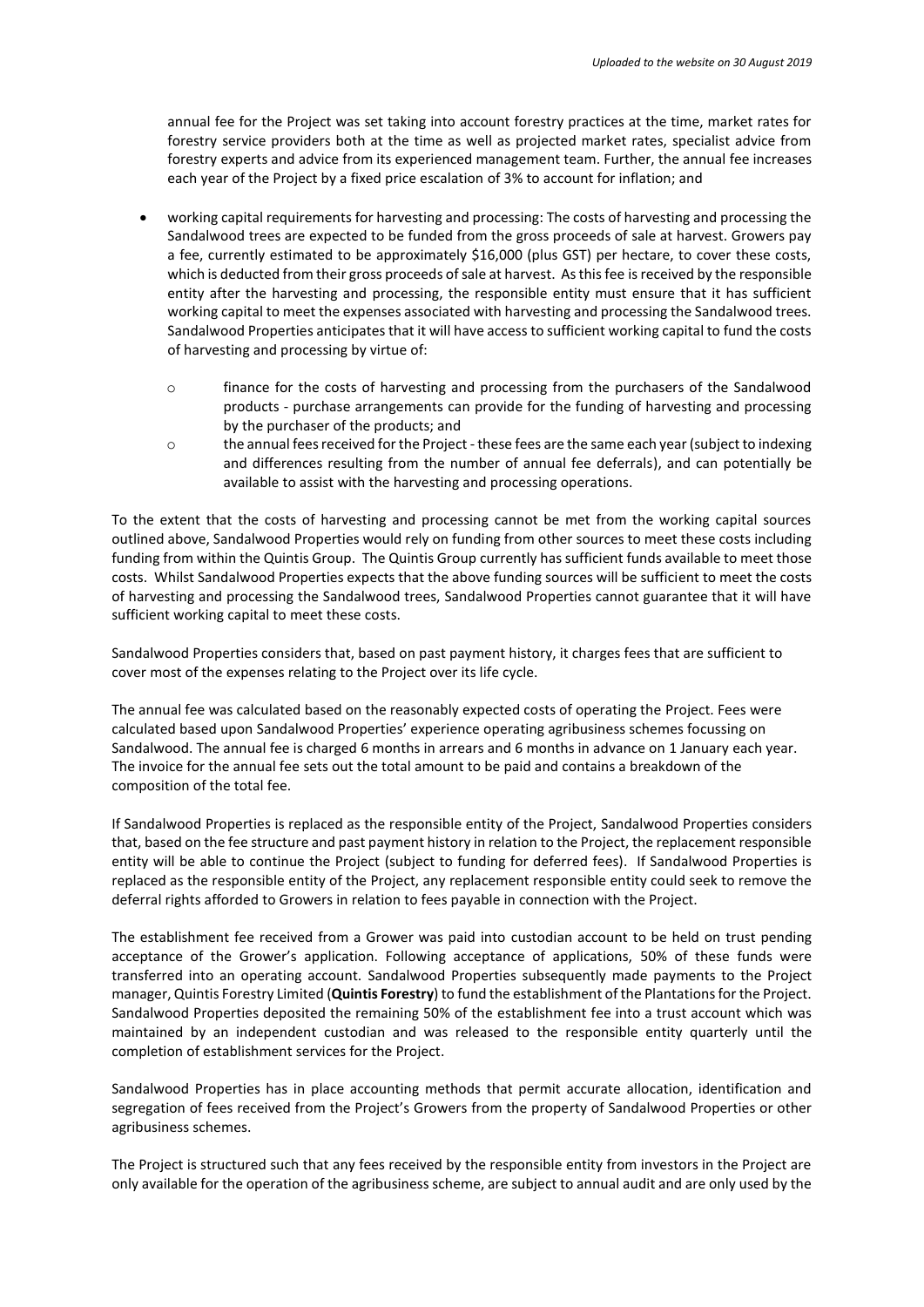annual fee for the Project was set taking into account forestry practices at the time, market rates for forestry service providers both at the time as well as projected market rates, specialist advice from forestry experts and advice from its experienced management team. Further, the annual fee increases each year of the Project by a fixed price escalation of 3% to account for inflation; and

- working capital requirements for harvesting and processing: The costs of harvesting and processing the Sandalwood trees are expected to be funded from the gross proceeds of sale at harvest. Growers pay a fee, currently estimated to be approximately $16,000 (plus GST) per hectare, to cover these costs, which is deducted from their gross proceeds of sale at harvest. As this fee is received by the responsible entity after the harvesting and processing, the responsible entity must ensure that it has sufficient working capital to meet the expenses associated with harvesting and processing the Sandalwood trees. Sandalwood Properties anticipates that it will have access to sufficient working capital to fund the costs of harvesting and processing by virtue of:
  - finance for the costs of harvesting and processing from the purchasers of the Sandalwood products - purchase arrangements can provide for the funding of harvesting and processing by the purchaser of the products; and
  - the annual fees received for the Project - these fees are the same each year (subject to indexing and differences resulting from the number of annual fee deferrals), and can potentially be available to assist with the harvesting and processing operations.

To the extent that the costs of harvesting and processing cannot be met from the working capital sources outlined above, Sandalwood Properties would rely on funding from other sources to meet these costs including funding from within the Quintis Group. The Quintis Group currently has sufficient funds available to meet those costs. Whilst Sandalwood Properties expects that the above funding sources will be sufficient to meet the costs of harvesting and processing the Sandalwood trees, Sandalwood Properties cannot guarantee that it will have sufficient working capital to meet these costs.

Sandalwood Properties considers that, based on past payment history, it charges fees that are sufficient to cover most of the expenses relating to the Project over its life cycle.

The annual fee was calculated based on the reasonably expected costs of operating the Project. Fees were calculated based upon Sandalwood Properties' experience operating agribusiness schemes focussing on Sandalwood. The annual fee is charged 6 months in arrears and 6 months in advance on 1 January each year. The invoice for the annual fee sets out the total amount to be paid and contains a breakdown of the composition of the total fee.

If Sandalwood Properties is replaced as the responsible entity of the Project, Sandalwood Properties considers that, based on the fee structure and past payment history in relation to the Project, the replacement responsible entity will be able to continue the Project (subject to funding for deferred fees). If Sandalwood Properties is replaced as the responsible entity of the Project, any replacement responsible entity could seek to remove the deferral rights afforded to Growers in relation to fees payable in connection with the Project.

The establishment fee received from a Grower was paid into custodian account to be held on trust pending acceptance of the Grower's application. Following acceptance of applications, 50% of these funds were transferred into an operating account. Sandalwood Properties subsequently made payments to the Project manager, Quintis Forestry Limited (**Quintis Forestry**) to fund the establishment of the Plantations for the Project. Sandalwood Properties deposited the remaining 50% of the establishment fee into a trust account which was maintained by an independent custodian and was released to the responsible entity quarterly until the completion of establishment services for the Project.

Sandalwood Properties has in place accounting methods that permit accurate allocation, identification and segregation of fees received from the Project's Growers from the property of Sandalwood Properties or other agribusiness schemes.

The Project is structured such that any fees received by the responsible entity from investors in the Project are only available for the operation of the agribusiness scheme, are subject to annual audit and are only used by the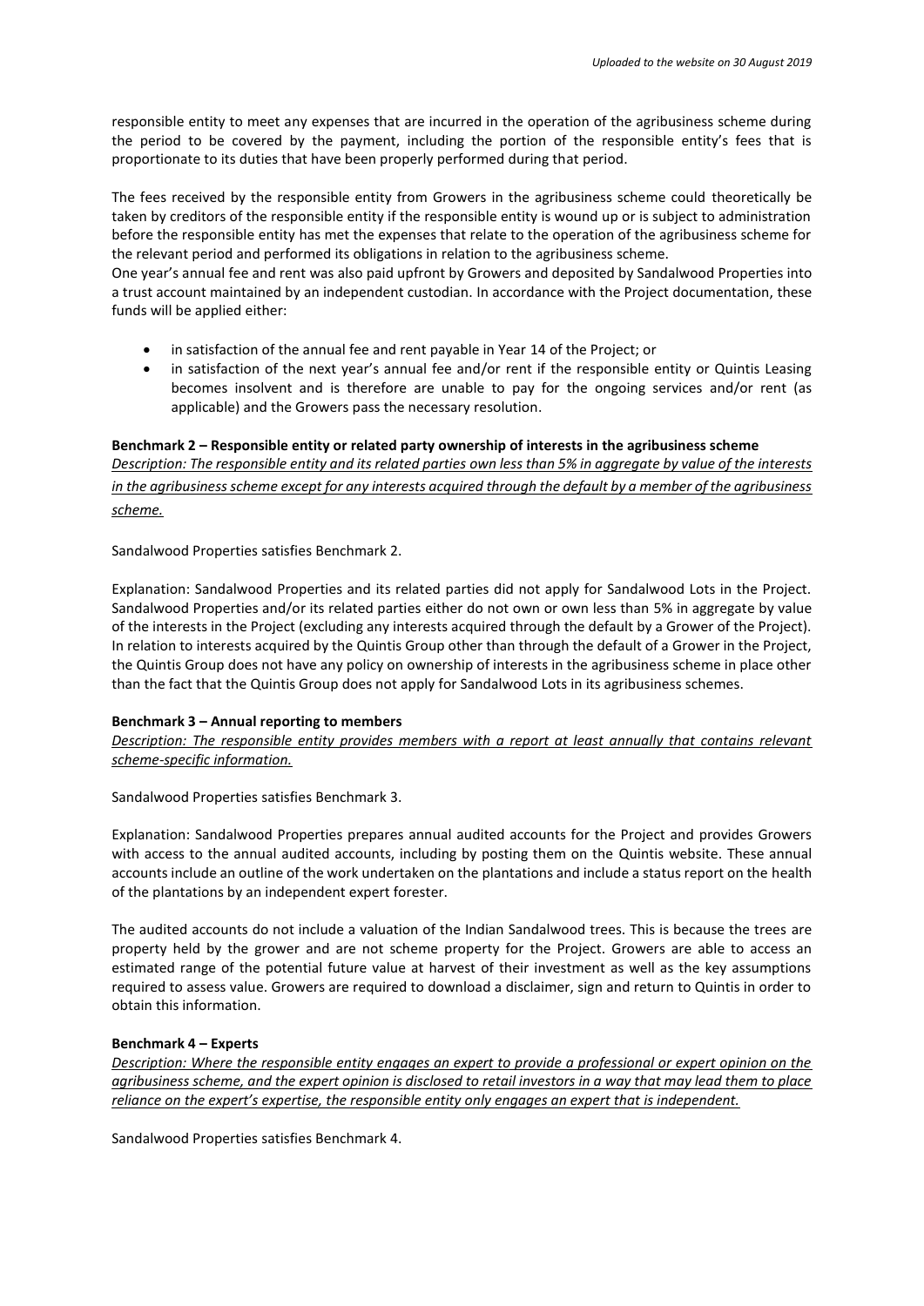responsible entity to meet any expenses that are incurred in the operation of the agribusiness scheme during the period to be covered by the payment, including the portion of the responsible entity's fees that is proportionate to its duties that have been properly performed during that period.

The fees received by the responsible entity from Growers in the agribusiness scheme could theoretically be taken by creditors of the responsible entity if the responsible entity is wound up or is subject to administration before the responsible entity has met the expenses that relate to the operation of the agribusiness scheme for the relevant period and performed its obligations in relation to the agribusiness scheme.

One year's annual fee and rent was also paid upfront by Growers and deposited by Sandalwood Properties into a trust account maintained by an independent custodian. In accordance with the Project documentation, these funds will be applied either:

- in satisfaction of the annual fee and rent payable in Year 14 of the Project; or
- in satisfaction of the next year's annual fee and/or rent if the responsible entity or Quintis Leasing becomes insolvent and is therefore are unable to pay for the ongoing services and/or rent (as applicable) and the Growers pass the necessary resolution.

**Benchmark 2 – Responsible entity or related party ownership of interests in the agribusiness scheme**

*Description: The responsible entity and its related parties own less than 5% in aggregate by value of the interests in the agribusiness scheme except for any interests acquired through the default by a member of the agribusiness scheme.*

Sandalwood Properties satisfies Benchmark 2.

Explanation: Sandalwood Properties and its related parties did not apply for Sandalwood Lots in the Project. Sandalwood Properties and/or its related parties either do not own or own less than 5% in aggregate by value of the interests in the Project (excluding any interests acquired through the default by a Grower of the Project). In relation to interests acquired by the Quintis Group other than through the default of a Grower in the Project, the Quintis Group does not have any policy on ownership of interests in the agribusiness scheme in place other than the fact that the Quintis Group does not apply for Sandalwood Lots in its agribusiness schemes.

**Benchmark 3 – Annual reporting to members**

*Description: The responsible entity provides members with a report at least annually that contains relevant scheme-specific information.*

Sandalwood Properties satisfies Benchmark 3.

Explanation: Sandalwood Properties prepares annual audited accounts for the Project and provides Growers with access to the annual audited accounts, including by posting them on the Quintis website. These annual accounts include an outline of the work undertaken on the plantations and include a status report on the health of the plantations by an independent expert forester.

The audited accounts do not include a valuation of the Indian Sandalwood trees. This is because the trees are property held by the grower and are not scheme property for the Project. Growers are able to access an estimated range of the potential future value at harvest of their investment as well as the key assumptions required to assess value. Growers are required to download a disclaimer, sign and return to Quintis in order to obtain this information.

**Benchmark 4 – Experts**

*Description: Where the responsible entity engages an expert to provide a professional or expert opinion on the agribusiness scheme, and the expert opinion is disclosed to retail investors in a way that may lead them to place reliance on the expert's expertise, the responsible entity only engages an expert that is independent.*

Sandalwood Properties satisfies Benchmark 4.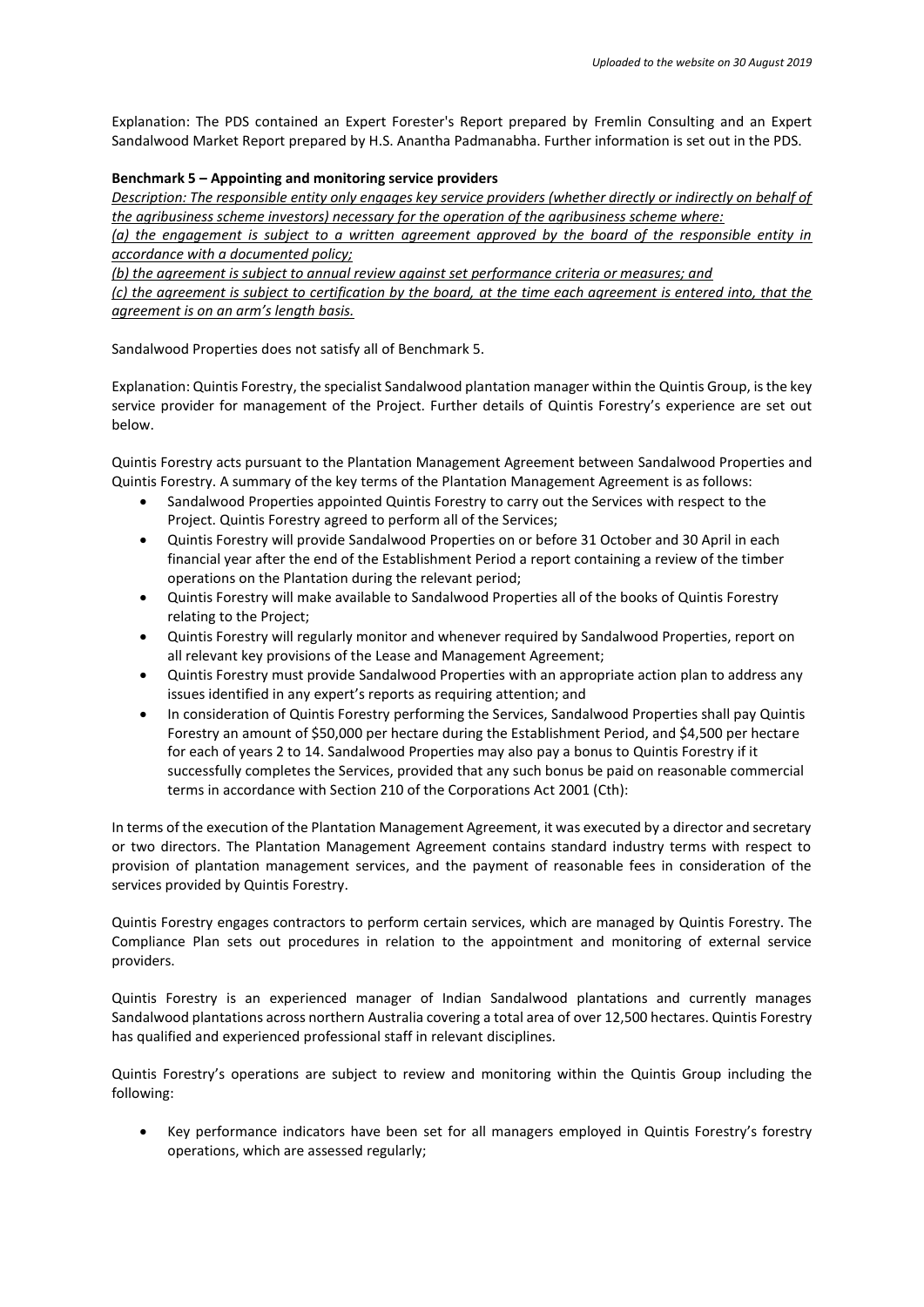Explanation: The PDS contained an Expert Forester's Report prepared by Fremlin Consulting and an Expert Sandalwood Market Report prepared by H.S. Anantha Padmanabha. Further information is set out in the PDS.

**Benchmark 5 – Appointing and monitoring service providers**

*Description: The responsible entity only engages key service providers (whether directly or indirectly on behalf of the agribusiness scheme investors) necessary for the operation of the agribusiness scheme where:*

*(a) the engagement is subject to a written agreement approved by the board of the responsible entity in accordance with a documented policy;*

*(b) the agreement is subject to annual review against set performance criteria or measures; and*

*(c) the agreement is subject to certification by the board, at the time each agreement is entered into, that the agreement is on an arm's length basis.*

Sandalwood Properties does not satisfy all of Benchmark 5.

Explanation: Quintis Forestry, the specialist Sandalwood plantation manager within the Quintis Group, is the key service provider for management of the Project. Further details of Quintis Forestry's experience are set out below.

Quintis Forestry acts pursuant to the Plantation Management Agreement between Sandalwood Properties and Quintis Forestry. A summary of the key terms of the Plantation Management Agreement is as follows:

- Sandalwood Properties appointed Quintis Forestry to carry out the Services with respect to the Project. Quintis Forestry agreed to perform all of the Services;
- Quintis Forestry will provide Sandalwood Properties on or before 31 October and 30 April in each financial year after the end of the Establishment Period a report containing a review of the timber operations on the Plantation during the relevant period;
- Quintis Forestry will make available to Sandalwood Properties all of the books of Quintis Forestry relating to the Project;
- Quintis Forestry will regularly monitor and whenever required by Sandalwood Properties, report on all relevant key provisions of the Lease and Management Agreement;
- Quintis Forestry must provide Sandalwood Properties with an appropriate action plan to address any issues identified in any expert's reports as requiring attention; and
- In consideration of Quintis Forestry performing the Services, Sandalwood Properties shall pay Quintis Forestry an amount of $50,000 per hectare during the Establishment Period, and $4,500 per hectare for each of years 2 to 14. Sandalwood Properties may also pay a bonus to Quintis Forestry if it successfully completes the Services, provided that any such bonus be paid on reasonable commercial terms in accordance with Section 210 of the Corporations Act 2001 (Cth):

In terms of the execution of the Plantation Management Agreement, it was executed by a director and secretary or two directors. The Plantation Management Agreement contains standard industry terms with respect to provision of plantation management services, and the payment of reasonable fees in consideration of the services provided by Quintis Forestry.

Quintis Forestry engages contractors to perform certain services, which are managed by Quintis Forestry. The Compliance Plan sets out procedures in relation to the appointment and monitoring of external service providers.

Quintis Forestry is an experienced manager of Indian Sandalwood plantations and currently manages Sandalwood plantations across northern Australia covering a total area of over 12,500 hectares. Quintis Forestry has qualified and experienced professional staff in relevant disciplines.

Quintis Forestry's operations are subject to review and monitoring within the Quintis Group including the following:

- Key performance indicators have been set for all managers employed in Quintis Forestry's forestry operations, which are assessed regularly;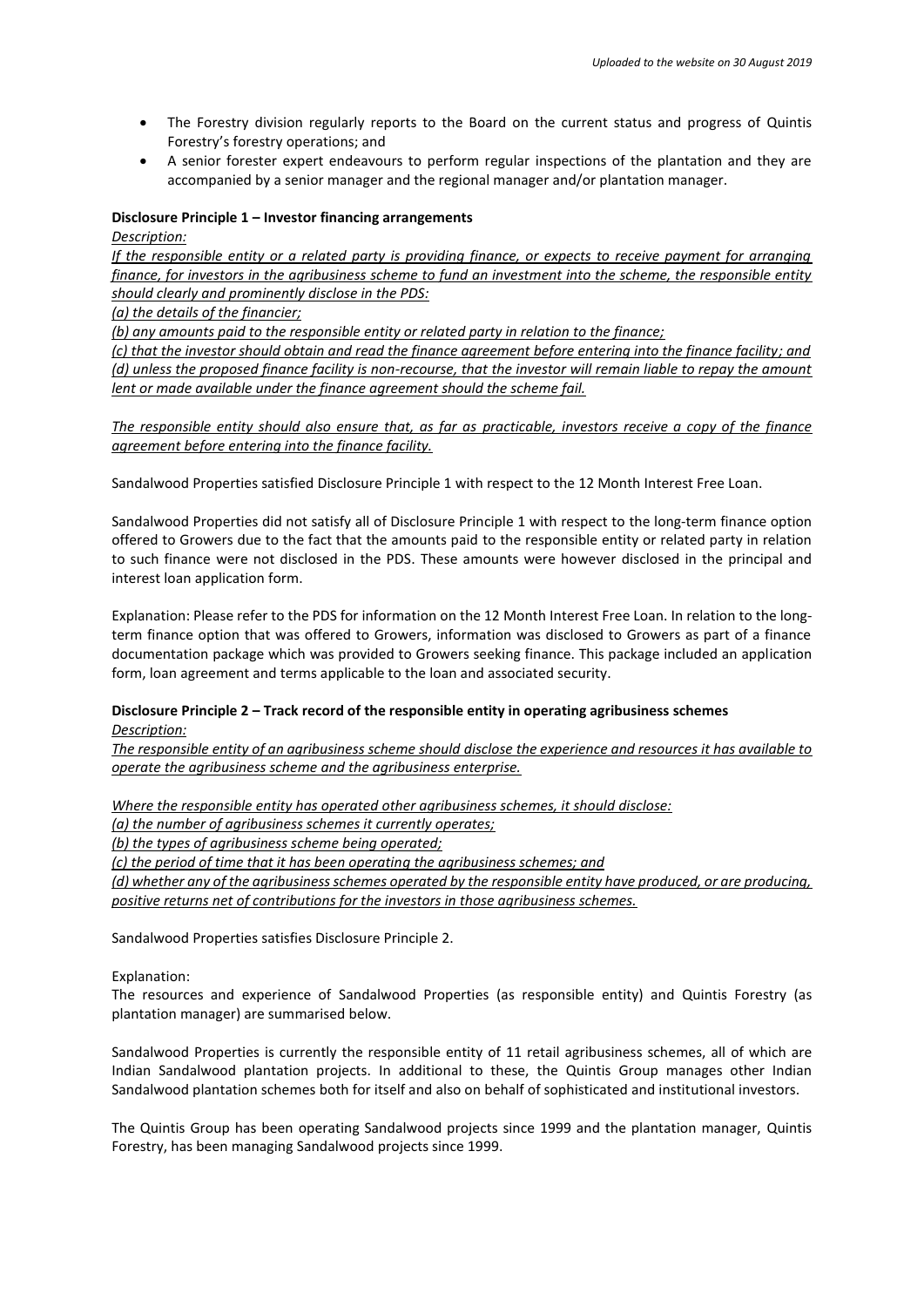- The Forestry division regularly reports to the Board on the current status and progress of Quintis Forestry's forestry operations; and
- A senior forester expert endeavours to perform regular inspections of the plantation and they are accompanied by a senior manager and the regional manager and/or plantation manager.

**Disclosure Principle 1 – Investor financing arrangements**

*Description:*

*If the responsible entity or a related party is providing finance, or expects to receive payment for arranging finance, for investors in the agribusiness scheme to fund an investment into the scheme, the responsible entity should clearly and prominently disclose in the PDS:*

*(a) the details of the financier;*

*(b) any amounts paid to the responsible entity or related party in relation to the finance;*

*(c) that the investor should obtain and read the finance agreement before entering into the finance facility; and*

*(d) unless the proposed finance facility is non-recourse, that the investor will remain liable to repay the amount lent or made available under the finance agreement should the scheme fail.*

*The responsible entity should also ensure that, as far as practicable, investors receive a copy of the finance agreement before entering into the finance facility.*

Sandalwood Properties satisfied Disclosure Principle 1 with respect to the 12 Month Interest Free Loan.

Sandalwood Properties did not satisfy all of Disclosure Principle 1 with respect to the long-term finance option offered to Growers due to the fact that the amounts paid to the responsible entity or related party in relation to such finance were not disclosed in the PDS. These amounts were however disclosed in the principal and interest loan application form.

Explanation: Please refer to the PDS for information on the 12 Month Interest Free Loan. In relation to the long-term finance option that was offered to Growers, information was disclosed to Growers as part of a finance documentation package which was provided to Growers seeking finance. This package included an application form, loan agreement and terms applicable to the loan and associated security.

**Disclosure Principle 2 – Track record of the responsible entity in operating agribusiness schemes**

*Description:*

*The responsible entity of an agribusiness scheme should disclose the experience and resources it has available to operate the agribusiness scheme and the agribusiness enterprise.*

*Where the responsible entity has operated other agribusiness schemes, it should disclose:*

*(a) the number of agribusiness schemes it currently operates;*

*(b) the types of agribusiness scheme being operated;*

*(c) the period of time that it has been operating the agribusiness schemes; and*

*(d) whether any of the agribusiness schemes operated by the responsible entity have produced, or are producing, positive returns net of contributions for the investors in those agribusiness schemes.*

Sandalwood Properties satisfies Disclosure Principle 2.

Explanation:

The resources and experience of Sandalwood Properties (as responsible entity) and Quintis Forestry (as plantation manager) are summarised below.

Sandalwood Properties is currently the responsible entity of 11 retail agribusiness schemes, all of which are Indian Sandalwood plantation projects. In additional to these, the Quintis Group manages other Indian Sandalwood plantation schemes both for itself and also on behalf of sophisticated and institutional investors.

The Quintis Group has been operating Sandalwood projects since 1999 and the plantation manager, Quintis Forestry, has been managing Sandalwood projects since 1999.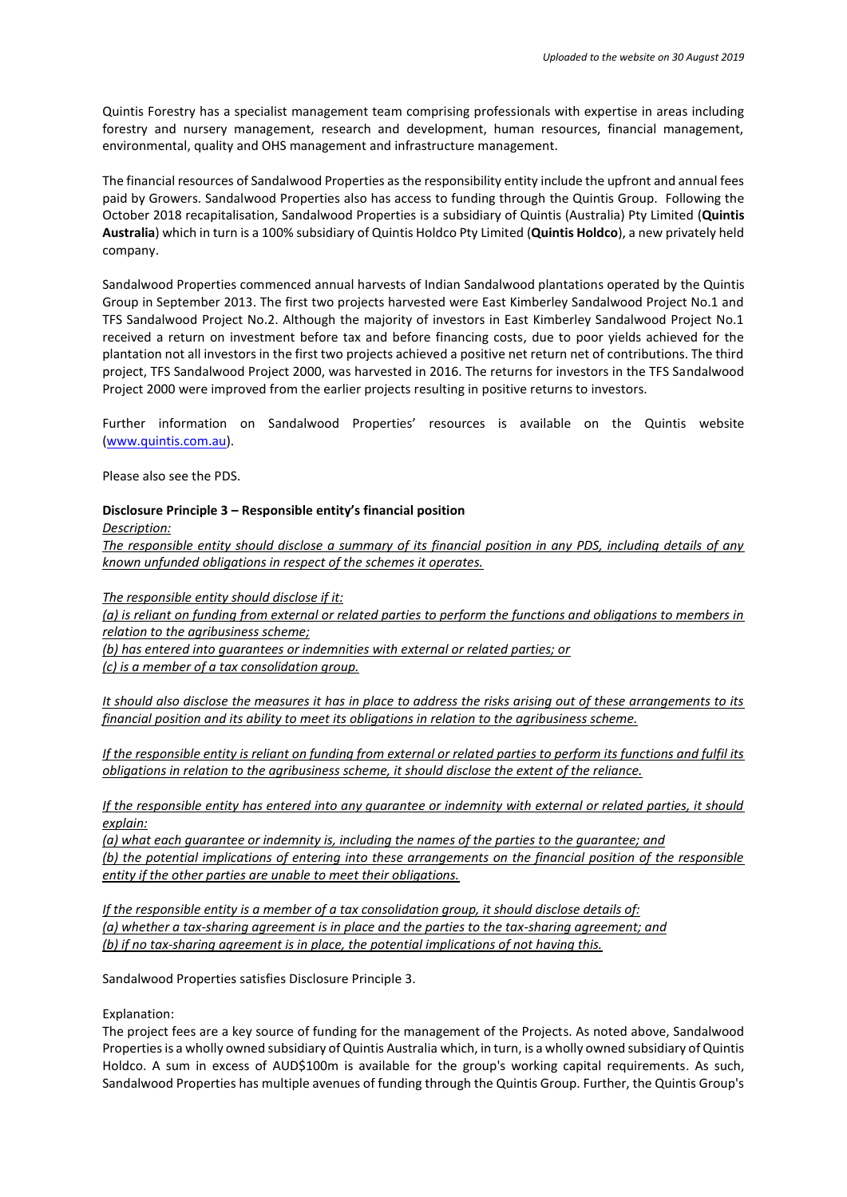Quintis Forestry has a specialist management team comprising professionals with expertise in areas including forestry and nursery management, research and development, human resources, financial management, environmental, quality and OHS management and infrastructure management.

The financial resources of Sandalwood Properties as the responsibility entity include the upfront and annual fees paid by Growers. Sandalwood Properties also has access to funding through the Quintis Group. Following the October 2018 recapitalisation, Sandalwood Properties is a subsidiary of Quintis (Australia) Pty Limited (**Quintis Australia**) which in turn is a 100% subsidiary of Quintis Holdco Pty Limited (**Quintis Holdco**), a new privately held company.

Sandalwood Properties commenced annual harvests of Indian Sandalwood plantations operated by the Quintis Group in September 2013. The first two projects harvested were East Kimberley Sandalwood Project No.1 and TFS Sandalwood Project No.2. Although the majority of investors in East Kimberley Sandalwood Project No.1 received a return on investment before tax and before financing costs, due to poor yields achieved for the plantation not all investors in the first two projects achieved a positive net return net of contributions. The third project, TFS Sandalwood Project 2000, was harvested in 2016. The returns for investors in the TFS Sandalwood Project 2000 were improved from the earlier projects resulting in positive returns to investors.

Further information on Sandalwood Properties' resources is available on the Quintis website (www.quintis.com.au).

Please also see the PDS.

**Disclosure Principle 3 – Responsible entity's financial position**

*Description:*

*The responsible entity should disclose a summary of its financial position in any PDS, including details of any known unfunded obligations in respect of the schemes it operates.*

*The responsible entity should disclose if it:*
*(a) is reliant on funding from external or related parties to perform the functions and obligations to members in relation to the agribusiness scheme;*
*(b) has entered into guarantees or indemnities with external or related parties; or*
*(c) is a member of a tax consolidation group.*

*It should also disclose the measures it has in place to address the risks arising out of these arrangements to its financial position and its ability to meet its obligations in relation to the agribusiness scheme.*

*If the responsible entity is reliant on funding from external or related parties to perform its functions and fulfil its obligations in relation to the agribusiness scheme, it should disclose the extent of the reliance.*

*If the responsible entity has entered into any guarantee or indemnity with external or related parties, it should explain:*
*(a) what each guarantee or indemnity is, including the names of the parties to the guarantee; and*
*(b) the potential implications of entering into these arrangements on the financial position of the responsible entity if the other parties are unable to meet their obligations.*

*If the responsible entity is a member of a tax consolidation group, it should disclose details of:*
*(a) whether a tax-sharing agreement is in place and the parties to the tax-sharing agreement; and*
*(b) if no tax-sharing agreement is in place, the potential implications of not having this.*

Sandalwood Properties satisfies Disclosure Principle 3.

Explanation:

The project fees are a key source of funding for the management of the Projects. As noted above, Sandalwood Properties is a wholly owned subsidiary of Quintis Australia which, in turn, is a wholly owned subsidiary of Quintis Holdco. A sum in excess of AUD$100m is available for the group's working capital requirements. As such, Sandalwood Properties has multiple avenues of funding through the Quintis Group. Further, the Quintis Group's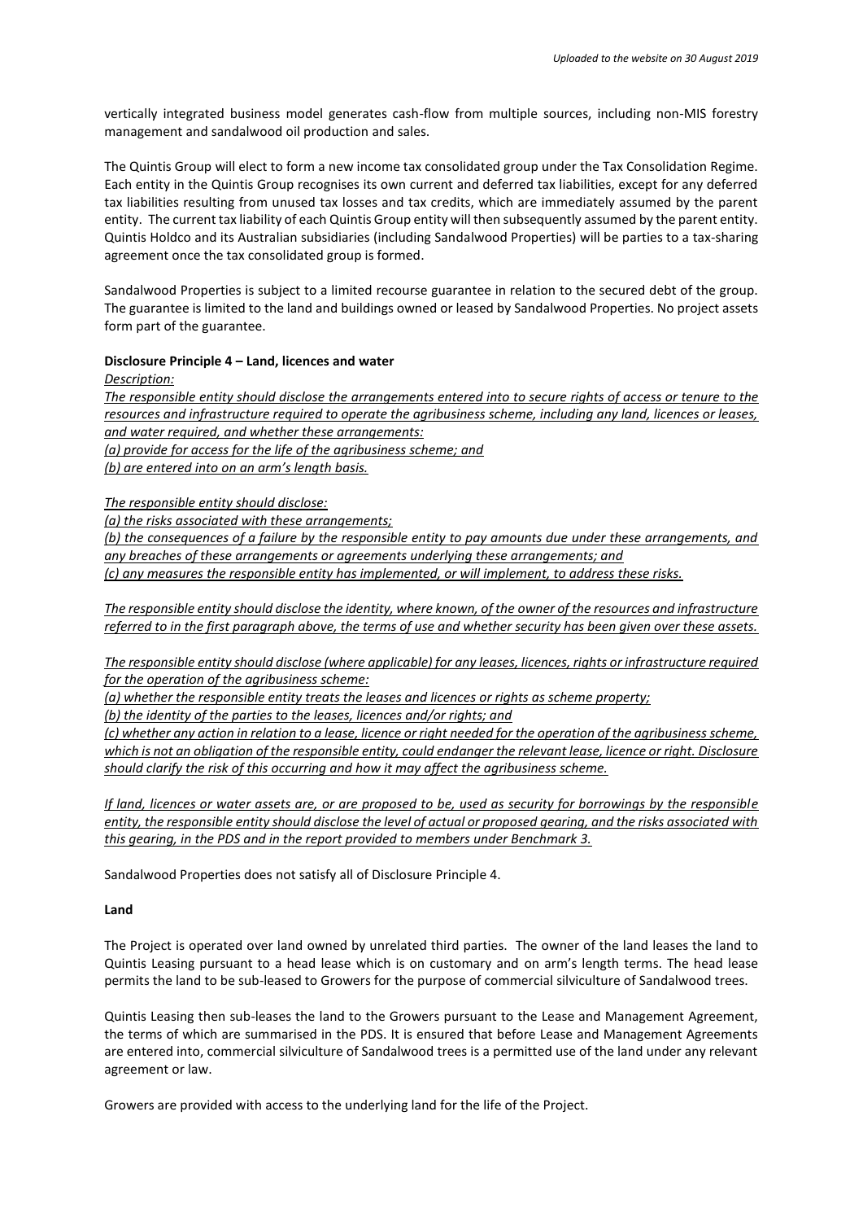vertically integrated business model generates cash-flow from multiple sources, including non-MIS forestry management and sandalwood oil production and sales.

The Quintis Group will elect to form a new income tax consolidated group under the Tax Consolidation Regime. Each entity in the Quintis Group recognises its own current and deferred tax liabilities, except for any deferred tax liabilities resulting from unused tax losses and tax credits, which are immediately assumed by the parent entity. The current tax liability of each Quintis Group entity will then subsequently assumed by the parent entity. Quintis Holdco and its Australian subsidiaries (including Sandalwood Properties) will be parties to a tax-sharing agreement once the tax consolidated group is formed.

Sandalwood Properties is subject to a limited recourse guarantee in relation to the secured debt of the group. The guarantee is limited to the land and buildings owned or leased by Sandalwood Properties. No project assets form part of the guarantee.

**Disclosure Principle 4 – Land, licences and water**

*Description:*

*The responsible entity should disclose the arrangements entered into to secure rights of access or tenure to the resources and infrastructure required to operate the agribusiness scheme, including any land, licences or leases, and water required, and whether these arrangements:*

*(a) provide for access for the life of the agribusiness scheme; and*

*(b) are entered into on an arm's length basis.*

*The responsible entity should disclose:*

*(a) the risks associated with these arrangements;*

*(b) the consequences of a failure by the responsible entity to pay amounts due under these arrangements, and any breaches of these arrangements or agreements underlying these arrangements; and*

*(c) any measures the responsible entity has implemented, or will implement, to address these risks.*

*The responsible entity should disclose the identity, where known, of the owner of the resources and infrastructure referred to in the first paragraph above, the terms of use and whether security has been given over these assets.*

*The responsible entity should disclose (where applicable) for any leases, licences, rights or infrastructure required for the operation of the agribusiness scheme:*

*(a) whether the responsible entity treats the leases and licences or rights as scheme property;*

*(b) the identity of the parties to the leases, licences and/or rights; and*

*(c) whether any action in relation to a lease, licence or right needed for the operation of the agribusiness scheme, which is not an obligation of the responsible entity, could endanger the relevant lease, licence or right. Disclosure should clarify the risk of this occurring and how it may affect the agribusiness scheme.*

*If land, licences or water assets are, or are proposed to be, used as security for borrowings by the responsible entity, the responsible entity should disclose the level of actual or proposed gearing, and the risks associated with this gearing, in the PDS and in the report provided to members under Benchmark 3.*

Sandalwood Properties does not satisfy all of Disclosure Principle 4.

**Land**

The Project is operated over land owned by unrelated third parties. The owner of the land leases the land to Quintis Leasing pursuant to a head lease which is on customary and on arm's length terms. The head lease permits the land to be sub-leased to Growers for the purpose of commercial silviculture of Sandalwood trees.

Quintis Leasing then sub-leases the land to the Growers pursuant to the Lease and Management Agreement, the terms of which are summarised in the PDS. It is ensured that before Lease and Management Agreements are entered into, commercial silviculture of Sandalwood trees is a permitted use of the land under any relevant agreement or law.

Growers are provided with access to the underlying land for the life of the Project.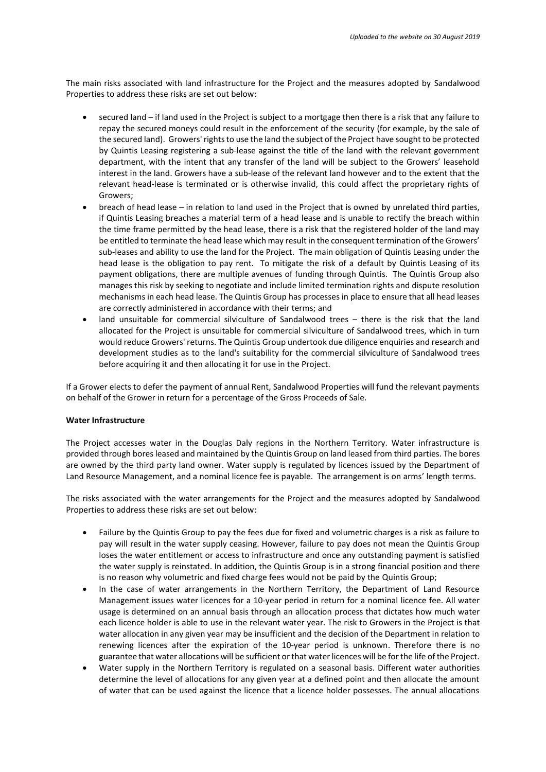The main risks associated with land infrastructure for the Project and the measures adopted by Sandalwood Properties to address these risks are set out below:

- secured land – if land used in the Project is subject to a mortgage then there is a risk that any failure to repay the secured moneys could result in the enforcement of the security (for example, by the sale of the secured land). Growers' rights to use the land the subject of the Project have sought to be protected by Quintis Leasing registering a sub-lease against the title of the land with the relevant government department, with the intent that any transfer of the land will be subject to the Growers' leasehold interest in the land. Growers have a sub-lease of the relevant land however and to the extent that the relevant head-lease is terminated or is otherwise invalid, this could affect the proprietary rights of Growers;
- breach of head lease – in relation to land used in the Project that is owned by unrelated third parties, if Quintis Leasing breaches a material term of a head lease and is unable to rectify the breach within the time frame permitted by the head lease, there is a risk that the registered holder of the land may be entitled to terminate the head lease which may result in the consequent termination of the Growers' sub-leases and ability to use the land for the Project. The main obligation of Quintis Leasing under the head lease is the obligation to pay rent. To mitigate the risk of a default by Quintis Leasing of its payment obligations, there are multiple avenues of funding through Quintis. The Quintis Group also manages this risk by seeking to negotiate and include limited termination rights and dispute resolution mechanisms in each head lease. The Quintis Group has processes in place to ensure that all head leases are correctly administered in accordance with their terms; and
- land unsuitable for commercial silviculture of Sandalwood trees – there is the risk that the land allocated for the Project is unsuitable for commercial silviculture of Sandalwood trees, which in turn would reduce Growers' returns. The Quintis Group undertook due diligence enquiries and research and development studies as to the land's suitability for the commercial silviculture of Sandalwood trees before acquiring it and then allocating it for use in the Project.

If a Grower elects to defer the payment of annual Rent, Sandalwood Properties will fund the relevant payments on behalf of the Grower in return for a percentage of the Gross Proceeds of Sale.

**Water Infrastructure**

The Project accesses water in the Douglas Daly regions in the Northern Territory. Water infrastructure is provided through bores leased and maintained by the Quintis Group on land leased from third parties. The bores are owned by the third party land owner. Water supply is regulated by licences issued by the Department of Land Resource Management, and a nominal licence fee is payable. The arrangement is on arms' length terms.

The risks associated with the water arrangements for the Project and the measures adopted by Sandalwood Properties to address these risks are set out below:

- Failure by the Quintis Group to pay the fees due for fixed and volumetric charges is a risk as failure to pay will result in the water supply ceasing. However, failure to pay does not mean the Quintis Group loses the water entitlement or access to infrastructure and once any outstanding payment is satisfied the water supply is reinstated. In addition, the Quintis Group is in a strong financial position and there is no reason why volumetric and fixed charge fees would not be paid by the Quintis Group;
- In the case of water arrangements in the Northern Territory, the Department of Land Resource Management issues water licences for a 10-year period in return for a nominal licence fee. All water usage is determined on an annual basis through an allocation process that dictates how much water each licence holder is able to use in the relevant water year. The risk to Growers in the Project is that water allocation in any given year may be insufficient and the decision of the Department in relation to renewing licences after the expiration of the 10-year period is unknown. Therefore there is no guarantee that water allocations will be sufficient or that water licences will be for the life of the Project.
- Water supply in the Northern Territory is regulated on a seasonal basis. Different water authorities determine the level of allocations for any given year at a defined point and then allocate the amount of water that can be used against the licence that a licence holder possesses. The annual allocations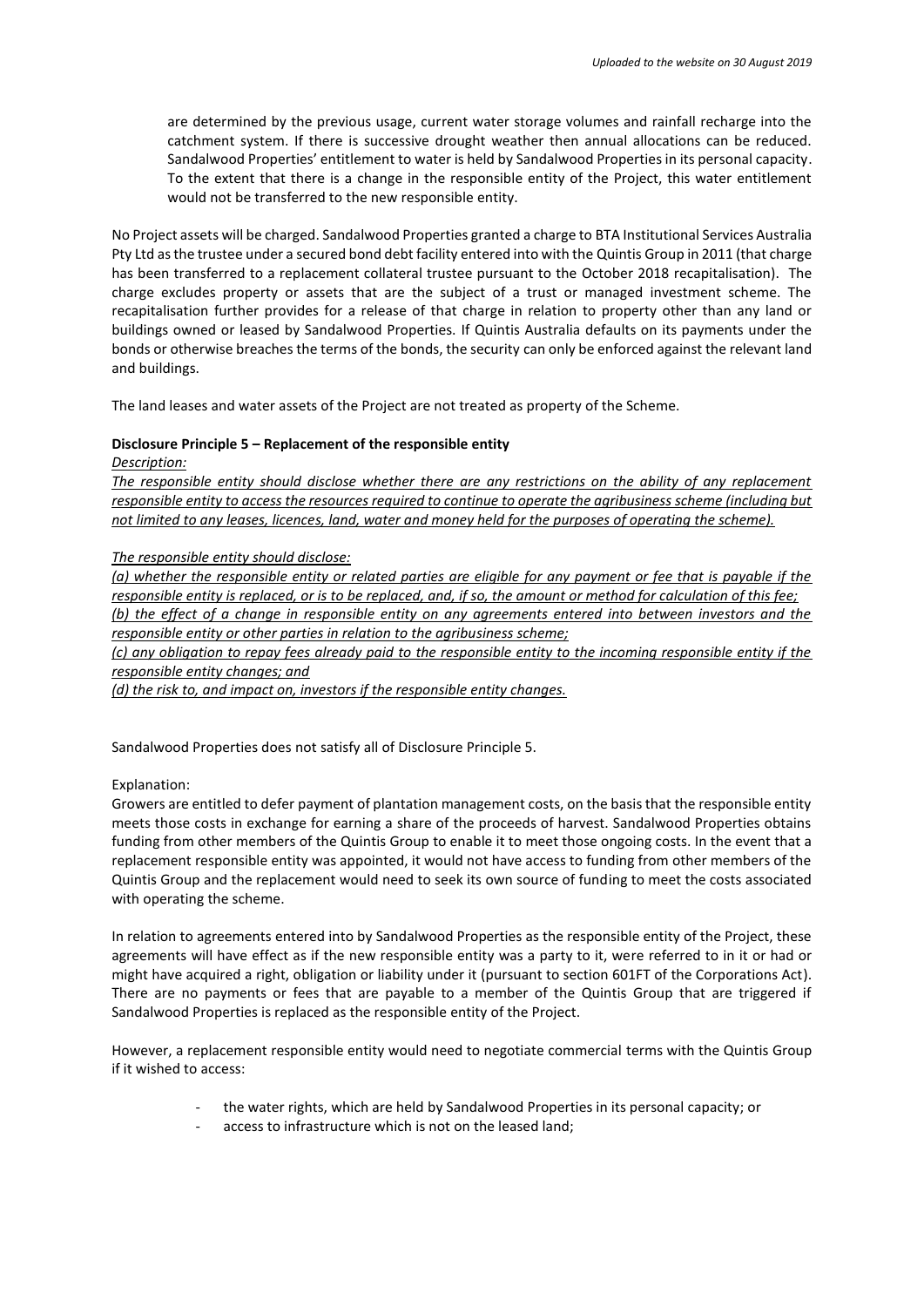are determined by the previous usage, current water storage volumes and rainfall recharge into the catchment system. If there is successive drought weather then annual allocations can be reduced. Sandalwood Properties' entitlement to water is held by Sandalwood Properties in its personal capacity. To the extent that there is a change in the responsible entity of the Project, this water entitlement would not be transferred to the new responsible entity.

No Project assets will be charged. Sandalwood Properties granted a charge to BTA Institutional Services Australia Pty Ltd as the trustee under a secured bond debt facility entered into with the Quintis Group in 2011 (that charge has been transferred to a replacement collateral trustee pursuant to the October 2018 recapitalisation). The charge excludes property or assets that are the subject of a trust or managed investment scheme. The recapitalisation further provides for a release of that charge in relation to property other than any land or buildings owned or leased by Sandalwood Properties. If Quintis Australia defaults on its payments under the bonds or otherwise breaches the terms of the bonds, the security can only be enforced against the relevant land and buildings.

The land leases and water assets of the Project are not treated as property of the Scheme.

**Disclosure Principle 5 – Replacement of the responsible entity**

*Description:*

*The responsible entity should disclose whether there are any restrictions on the ability of any replacement responsible entity to access the resources required to continue to operate the agribusiness scheme (including but not limited to any leases, licences, land, water and money held for the purposes of operating the scheme).*

*The responsible entity should disclose:*

*(a) whether the responsible entity or related parties are eligible for any payment or fee that is payable if the responsible entity is replaced, or is to be replaced, and, if so, the amount or method for calculation of this fee;*
*(b) the effect of a change in responsible entity on any agreements entered into between investors and the responsible entity or other parties in relation to the agribusiness scheme;*
*(c) any obligation to repay fees already paid to the responsible entity to the incoming responsible entity if the responsible entity changes; and*
*(d) the risk to, and impact on, investors if the responsible entity changes.*

Sandalwood Properties does not satisfy all of Disclosure Principle 5.

Explanation:

Growers are entitled to defer payment of plantation management costs, on the basis that the responsible entity meets those costs in exchange for earning a share of the proceeds of harvest. Sandalwood Properties obtains funding from other members of the Quintis Group to enable it to meet those ongoing costs. In the event that a replacement responsible entity was appointed, it would not have access to funding from other members of the Quintis Group and the replacement would need to seek its own source of funding to meet the costs associated with operating the scheme.

In relation to agreements entered into by Sandalwood Properties as the responsible entity of the Project, these agreements will have effect as if the new responsible entity was a party to it, were referred to in it or had or might have acquired a right, obligation or liability under it (pursuant to section 601FT of the Corporations Act). There are no payments or fees that are payable to a member of the Quintis Group that are triggered if Sandalwood Properties is replaced as the responsible entity of the Project.

However, a replacement responsible entity would need to negotiate commercial terms with the Quintis Group if it wished to access:

- the water rights, which are held by Sandalwood Properties in its personal capacity; or
- access to infrastructure which is not on the leased land;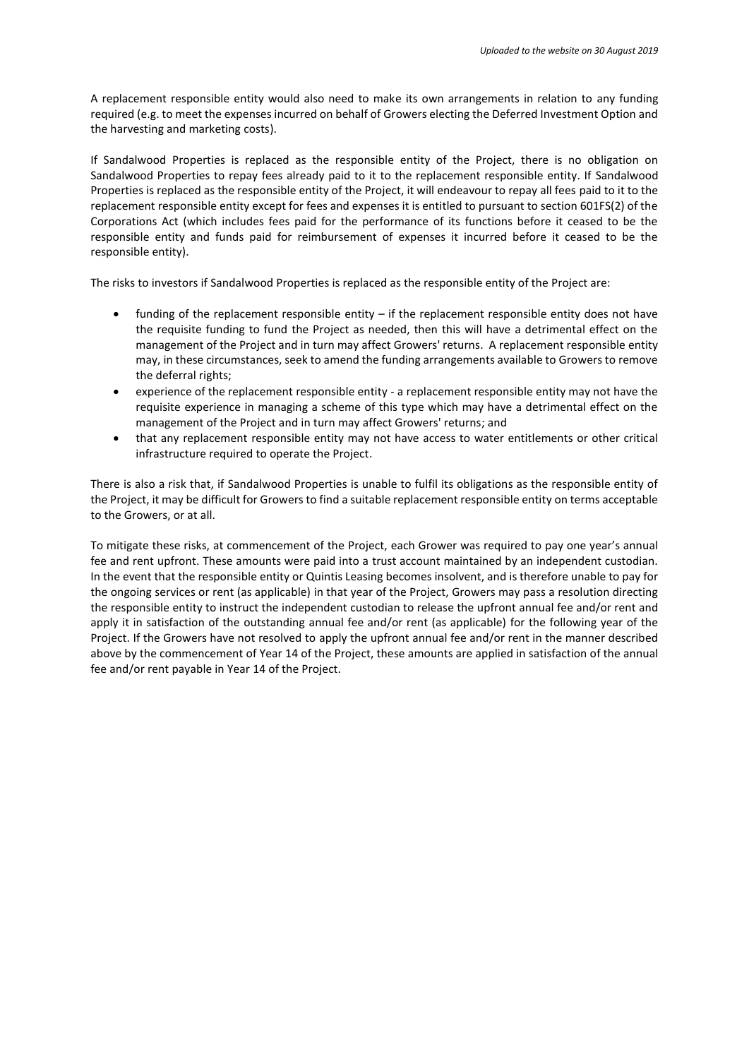A replacement responsible entity would also need to make its own arrangements in relation to any funding required (e.g. to meet the expenses incurred on behalf of Growers electing the Deferred Investment Option and the harvesting and marketing costs).

If Sandalwood Properties is replaced as the responsible entity of the Project, there is no obligation on Sandalwood Properties to repay fees already paid to it to the replacement responsible entity. If Sandalwood Properties is replaced as the responsible entity of the Project, it will endeavour to repay all fees paid to it to the replacement responsible entity except for fees and expenses it is entitled to pursuant to section 601FS(2) of the Corporations Act (which includes fees paid for the performance of its functions before it ceased to be the responsible entity and funds paid for reimbursement of expenses it incurred before it ceased to be the responsible entity).

The risks to investors if Sandalwood Properties is replaced as the responsible entity of the Project are:

- funding of the replacement responsible entity – if the replacement responsible entity does not have the requisite funding to fund the Project as needed, then this will have a detrimental effect on the management of the Project and in turn may affect Growers' returns. A replacement responsible entity may, in these circumstances, seek to amend the funding arrangements available to Growers to remove the deferral rights;
- experience of the replacement responsible entity - a replacement responsible entity may not have the requisite experience in managing a scheme of this type which may have a detrimental effect on the management of the Project and in turn may affect Growers' returns; and
- that any replacement responsible entity may not have access to water entitlements or other critical infrastructure required to operate the Project.

There is also a risk that, if Sandalwood Properties is unable to fulfil its obligations as the responsible entity of the Project, it may be difficult for Growers to find a suitable replacement responsible entity on terms acceptable to the Growers, or at all.

To mitigate these risks, at commencement of the Project, each Grower was required to pay one year's annual fee and rent upfront. These amounts were paid into a trust account maintained by an independent custodian. In the event that the responsible entity or Quintis Leasing becomes insolvent, and is therefore unable to pay for the ongoing services or rent (as applicable) in that year of the Project, Growers may pass a resolution directing the responsible entity to instruct the independent custodian to release the upfront annual fee and/or rent and apply it in satisfaction of the outstanding annual fee and/or rent (as applicable) for the following year of the Project. If the Growers have not resolved to apply the upfront annual fee and/or rent in the manner described above by the commencement of Year 14 of the Project, these amounts are applied in satisfaction of the annual fee and/or rent payable in Year 14 of the Project.